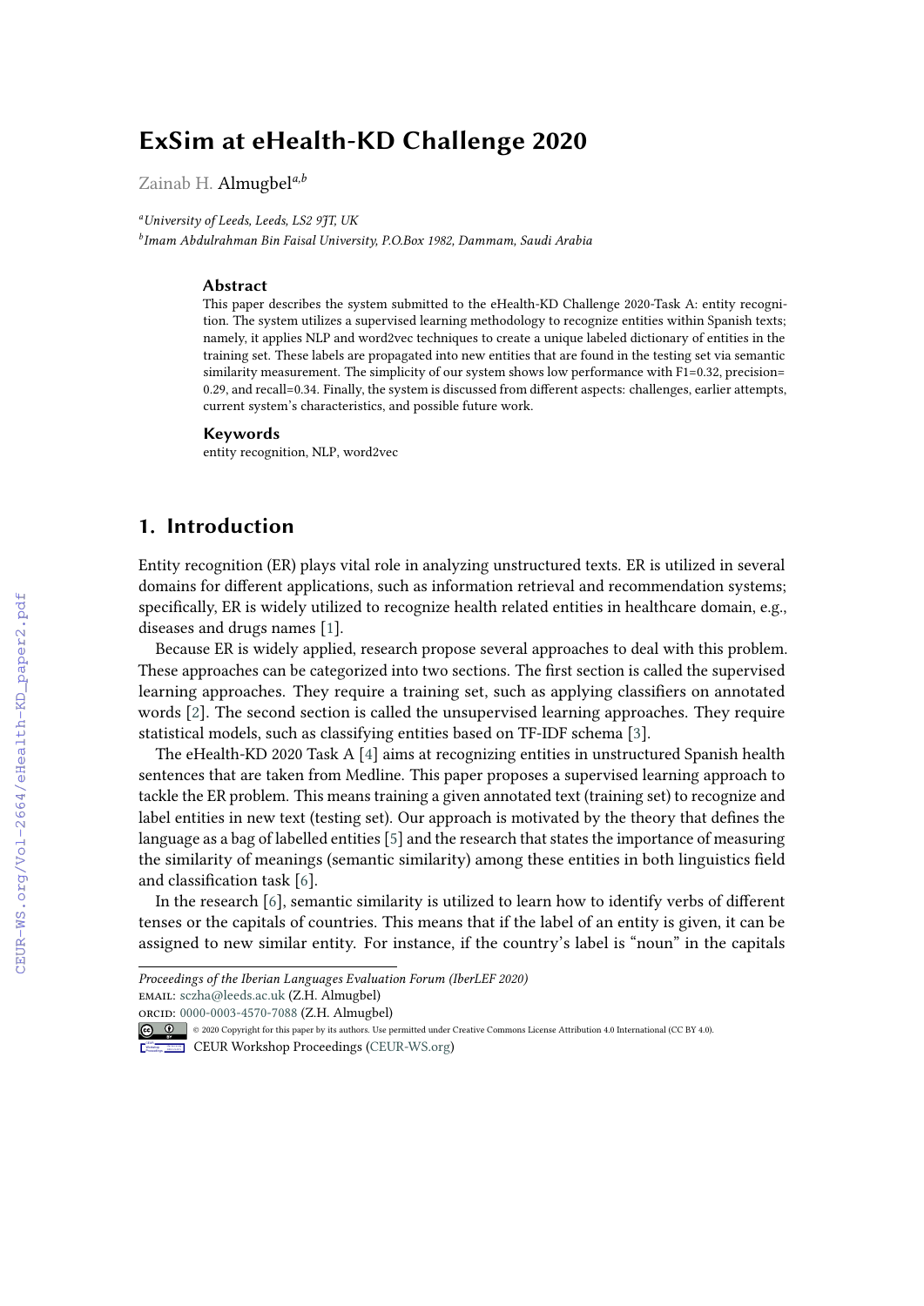# ExSim at eHealth-KD Challenge 2020

Zainab H. Almugbel[a,b]

[a] University of Leeds, Leeds, LS2 9JT, UK
[b] Imam Abdulrahman Bin Faisal University, P.O.Box 1982, Dammam, Saudi Arabia

### Abstract

This paper describes the system submitted to the eHealth-KD Challenge 2020-Task A: entity recognition. The system utilizes a supervised learning methodology to recognize entities within Spanish texts; namely, it applies NLP and word2vec techniques to create a unique labeled dictionary of entities in the training set. These labels are propagated into new entities that are found in the testing set via semantic similarity measurement. The simplicity of our system shows low performance with F1=0.32, precision= 0.29, and recall=0.34. Finally, the system is discussed from different aspects: challenges, earlier attempts, current system's characteristics, and possible future work.

### Keywords

entity recognition, NLP, word2vec

## 1. Introduction

Entity recognition (ER) plays vital role in analyzing unstructured texts. ER is utilized in several domains for different applications, such as information retrieval and recommendation systems; specifically, ER is widely utilized to recognize health related entities in healthcare domain, e.g., diseases and drugs names [1].

Because ER is widely applied, research propose several approaches to deal with this problem. These approaches can be categorized into two sections. The first section is called the supervised learning approaches. They require a training set, such as applying classifiers on annotated words [2]. The second section is called the unsupervised learning approaches. They require statistical models, such as classifying entities based on TF-IDF schema [3].

The eHealth-KD 2020 Task A [4] aims at recognizing entities in unstructured Spanish health sentences that are taken from Medline. This paper proposes a supervised learning approach to tackle the ER problem. This means training a given annotated text (training set) to recognize and label entities in new text (testing set). Our approach is motivated by the theory that defines the language as a bag of labelled entities [5] and the research that states the importance of measuring the similarity of meanings (semantic similarity) among these entities in both linguistics field and classification task [6].

In the research [6], semantic similarity is utilized to learn how to identify verbs of different tenses or the capitals of countries. This means that if the label of an entity is given, it can be assigned to new similar entity. For instance, if the country's label is "noun" in the capitals

*Proceedings of the Iberian Languages Evaluation Forum (IberLEF 2020)*
email: sczha@leeds.ac.uk (Z.H. Almugbel)
orcid: 0000-0003-4570-7088 (Z.H. Almugbel)
© 2020 Copyright for this paper by its authors. Use permitted under Creative Commons License Attribution 4.0 International (CC BY 4.0).
CEUR Workshop Proceedings (CEUR-WS.org)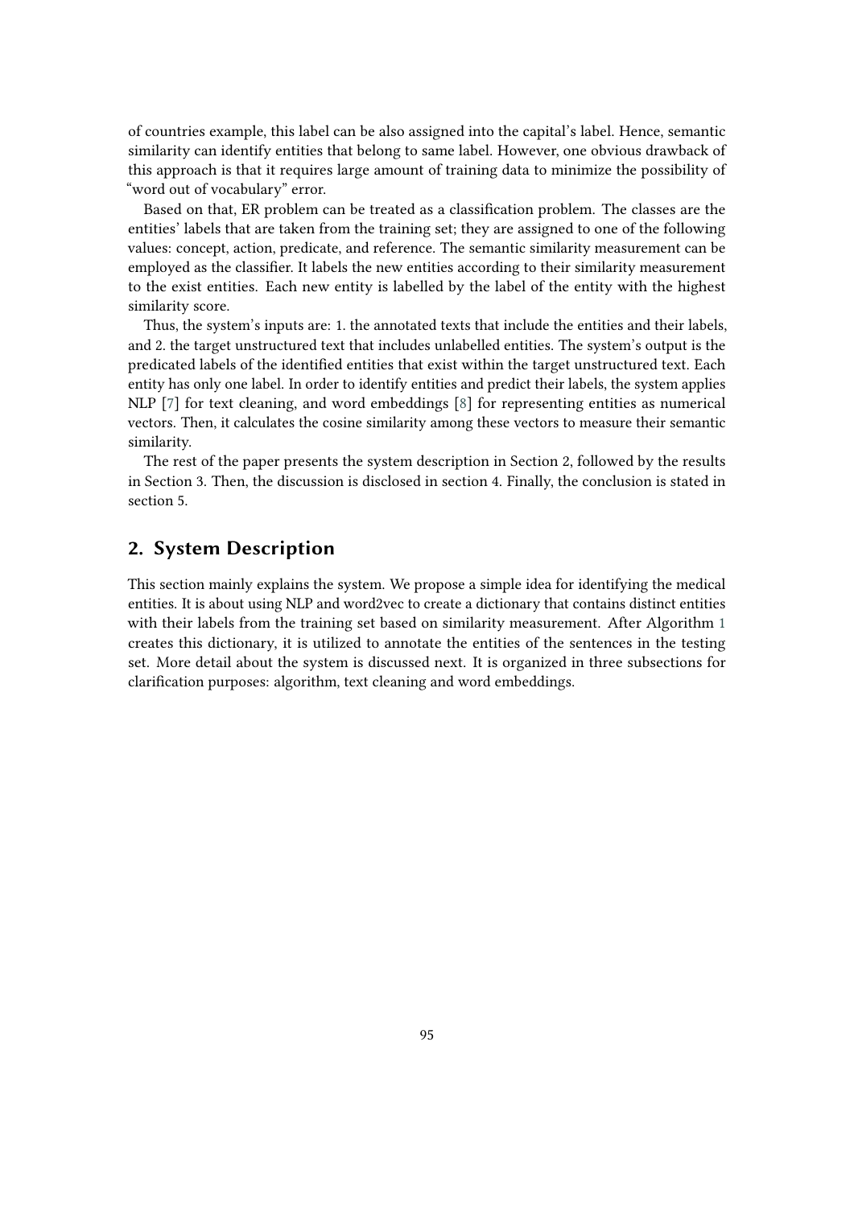of countries example, this label can be also assigned into the capital's label. Hence, semantic similarity can identify entities that belong to same label. However, one obvious drawback of this approach is that it requires large amount of training data to minimize the possibility of "word out of vocabulary" error.

Based on that, ER problem can be treated as a classification problem. The classes are the entities' labels that are taken from the training set; they are assigned to one of the following values: concept, action, predicate, and reference. The semantic similarity measurement can be employed as the classifier. It labels the new entities according to their similarity measurement to the exist entities. Each new entity is labelled by the label of the entity with the highest similarity score.

Thus, the system's inputs are: 1. the annotated texts that include the entities and their labels, and 2. the target unstructured text that includes unlabelled entities. The system's output is the predicated labels of the identified entities that exist within the target unstructured text. Each entity has only one label. In order to identify entities and predict their labels, the system applies NLP [7] for text cleaning, and word embeddings [8] for representing entities as numerical vectors. Then, it calculates the cosine similarity among these vectors to measure their semantic similarity.

The rest of the paper presents the system description in Section 2, followed by the results in Section 3. Then, the discussion is disclosed in section 4. Finally, the conclusion is stated in section 5.

## 2. System Description

This section mainly explains the system. We propose a simple idea for identifying the medical entities. It is about using NLP and word2vec to create a dictionary that contains distinct entities with their labels from the training set based on similarity measurement. After Algorithm 1 creates this dictionary, it is utilized to annotate the entities of the sentences in the testing set. More detail about the system is discussed next. It is organized in three subsections for clarification purposes: algorithm, text cleaning and word embeddings.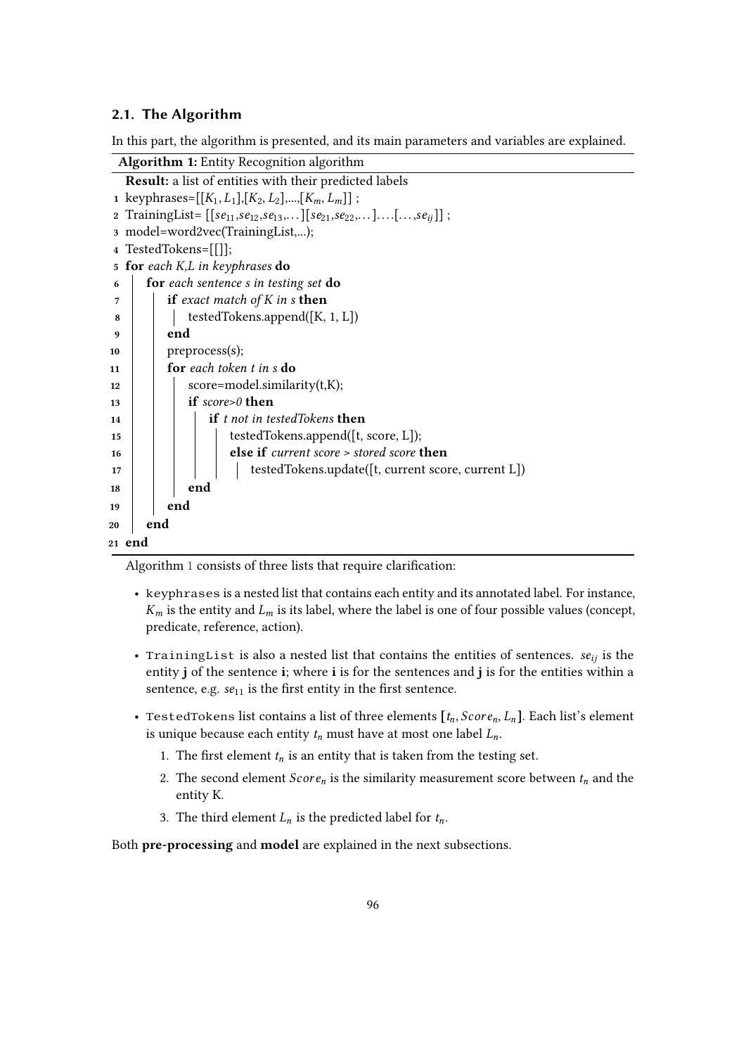### 2.1. The Algorithm

In this part, the algorithm is presented, and its main parameters and variables are explained.

**Algorithm 1:** Entity Recognition algorithm

```
   Result: a list of entities with their predicted labels
1  keyphrases=[[K_1, L_1],[K_2, L_2],...,[K_m, L_m]] ;
2  TrainingList= [[se_11,se_12,se_13,...][se_21,se_22,...]....[...,se_ij]] ;
3  model=word2vec(TrainingList,...);
4  TestedTokens=[[]];
5  for each K,L in keyphrases do
6      for each sentence s in testing set do
7          if exact match of K in s then
8              testedTokens.append([K, 1, L])
9          end
10         preprocess(s);
11         for each token t in s do
12             score=model.similarity(t,K);
13             if score>0 then
14                 if t not in testedTokens then
15                     testedTokens.append([t, score, L]);
16                 else if current score > stored score then
17                     testedTokens.update([t, current score, current L])
18             end
19         end
20     end
21 end
```

Algorithm 1 consists of three lists that require clarification:

- `keyphrases` is a nested list that contains each entity and its annotated label. For instance, $K_m$ is the entity and $L_m$ is its label, where the label is one of four possible values (concept, predicate, reference, action).
- `TrainingList` is also a nested list that contains the entities of sentences. $se_{ij}$ is the entity **j** of the sentence **i**; where **i** is for the sentences and **j** is for the entities within a sentence, e.g. $se_{11}$ is the first entity in the first sentence.
- `TestedTokens` list contains a list of three elements $[t_n, Score_n, L_n]$. Each list's element is unique because each entity $t_n$ must have at most one label $L_n$.
  1. The first element $t_n$ is an entity that is taken from the testing set.
  2. The second element $Score_n$ is the similarity measurement score between $t_n$ and the entity K.
  3. The third element $L_n$ is the predicted label for $t_n$.

Both **pre-processing** and **model** are explained in the next subsections.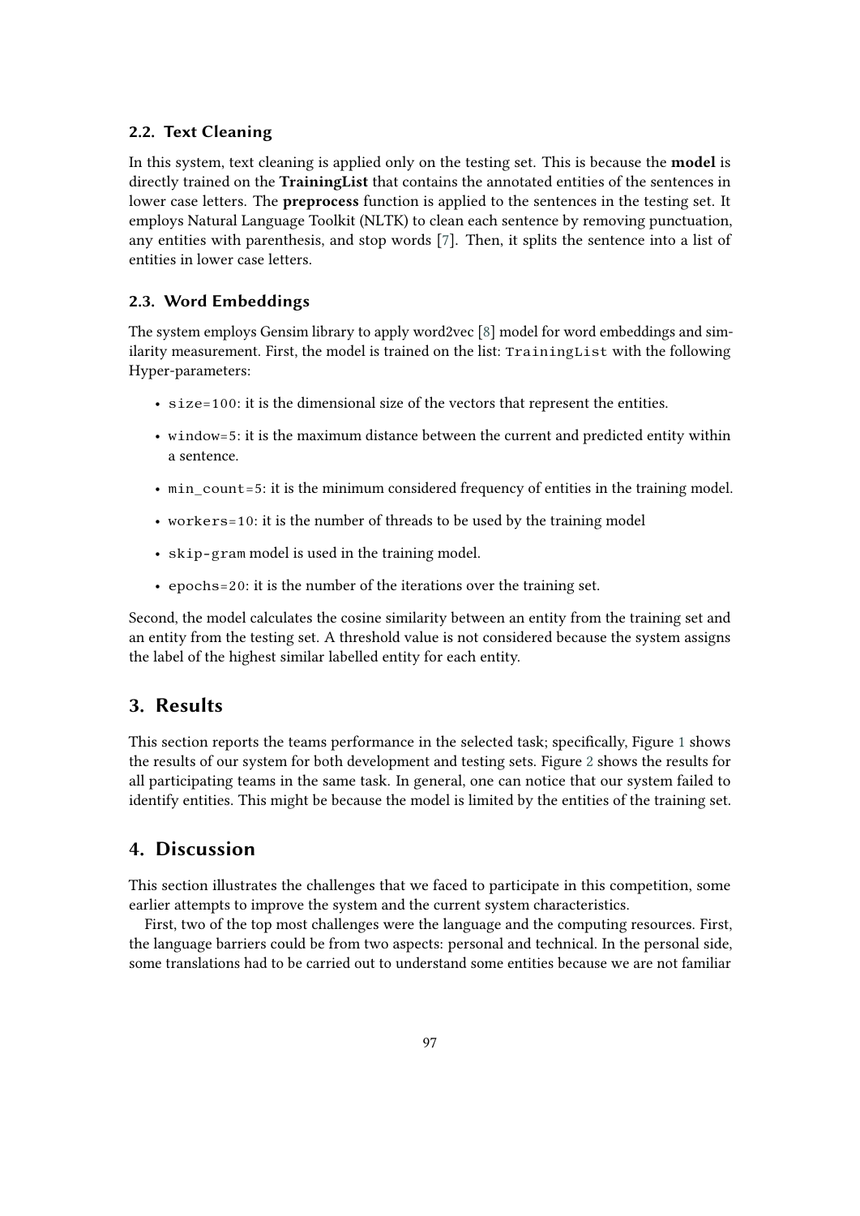### 2.2. Text Cleaning

In this system, text cleaning is applied only on the testing set. This is because the **model** is directly trained on the **TrainingList** that contains the annotated entities of the sentences in lower case letters. The **preprocess** function is applied to the sentences in the testing set. It employs Natural Language Toolkit (NLTK) to clean each sentence by removing punctuation, any entities with parenthesis, and stop words [7]. Then, it splits the sentence into a list of entities in lower case letters.

### 2.3. Word Embeddings

The system employs Gensim library to apply word2vec [8] model for word embeddings and similarity measurement. First, the model is trained on the list: `TrainingList` with the following Hyper-parameters:

- `size=100`: it is the dimensional size of the vectors that represent the entities.
- `window=5`: it is the maximum distance between the current and predicted entity within a sentence.
- `min_count=5`: it is the minimum considered frequency of entities in the training model.
- `workers=10`: it is the number of threads to be used by the training model
- `skip-gram` model is used in the training model.
- `epochs=20`: it is the number of the iterations over the training set.

Second, the model calculates the cosine similarity between an entity from the training set and an entity from the testing set. A threshold value is not considered because the system assigns the label of the highest similar labelled entity for each entity.

## 3. Results

This section reports the teams performance in the selected task; specifically, Figure 1 shows the results of our system for both development and testing sets. Figure 2 shows the results for all participating teams in the same task. In general, one can notice that our system failed to identify entities. This might be because the model is limited by the entities of the training set.

## 4. Discussion

This section illustrates the challenges that we faced to participate in this competition, some earlier attempts to improve the system and the current system characteristics.

First, two of the top most challenges were the language and the computing resources. First, the language barriers could be from two aspects: personal and technical. In the personal side, some translations had to be carried out to understand some entities because we are not familiar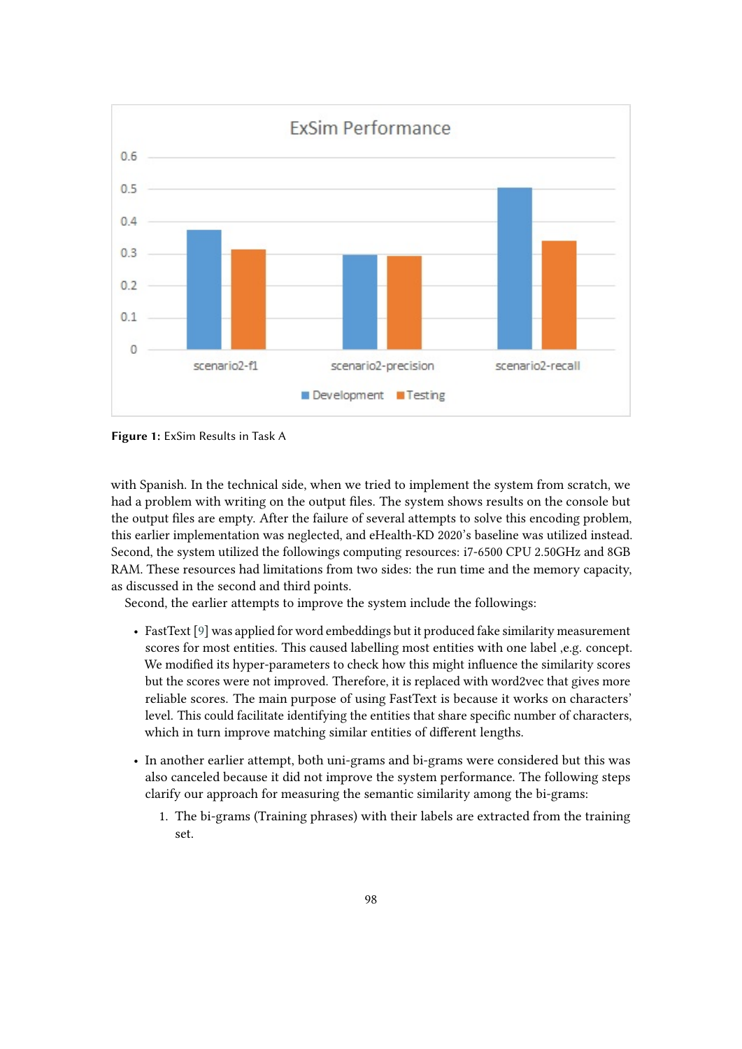**Figure 1:** ExSim Results in Task A

with Spanish. In the technical side, when we tried to implement the system from scratch, we had a problem with writing on the output files. The system shows results on the console but the output files are empty. After the failure of several attempts to solve this encoding problem, this earlier implementation was neglected, and eHealth-KD 2020's baseline was utilized instead. Second, the system utilized the followings computing resources: i7-6500 CPU 2.50GHz and 8GB RAM. These resources had limitations from two sides: the run time and the memory capacity, as discussed in the second and third points.

Second, the earlier attempts to improve the system include the followings:

- FastText [9] was applied for word embeddings but it produced fake similarity measurement scores for most entities. This caused labelling most entities with one label ,e.g. concept. We modified its hyper-parameters to check how this might influence the similarity scores but the scores were not improved. Therefore, it is replaced with word2vec that gives more reliable scores. The main purpose of using FastText is because it works on characters' level. This could facilitate identifying the entities that share specific number of characters, which in turn improve matching similar entities of different lengths.
- In another earlier attempt, both uni-grams and bi-grams were considered but this was also canceled because it did not improve the system performance. The following steps clarify our approach for measuring the semantic similarity among the bi-grams:
  1. The bi-grams (Training phrases) with their labels are extracted from the training set.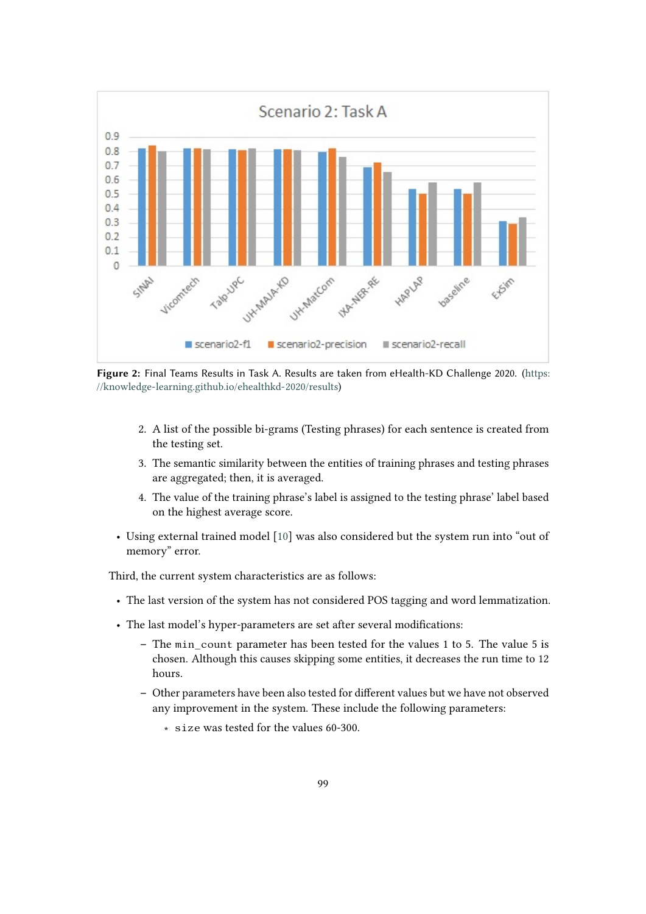**Figure 2:** Final Teams Results in Task A. Results are taken from eHealth-KD Challenge 2020. (https://knowledge-learning.github.io/ehealthkd-2020/results)

2. A list of the possible bi-grams (Testing phrases) for each sentence is created from the testing set.
3. The semantic similarity between the entities of training phrases and testing phrases are aggregated; then, it is averaged.
4. The value of the training phrase's label is assigned to the testing phrase' label based on the highest average score.

- Using external trained model [10] was also considered but the system run into "out of memory" error.

Third, the current system characteristics are as follows:

- The last version of the system has not considered POS tagging and word lemmatization.
- The last model's hyper-parameters are set after several modifications:
  - The `min_count` parameter has been tested for the values 1 to 5. The value 5 is chosen. Although this causes skipping some entities, it decreases the run time to 12 hours.
  - Other parameters have been also tested for different values but we have not observed any improvement in the system. These include the following parameters:
    * `size` was tested for the values 60-300.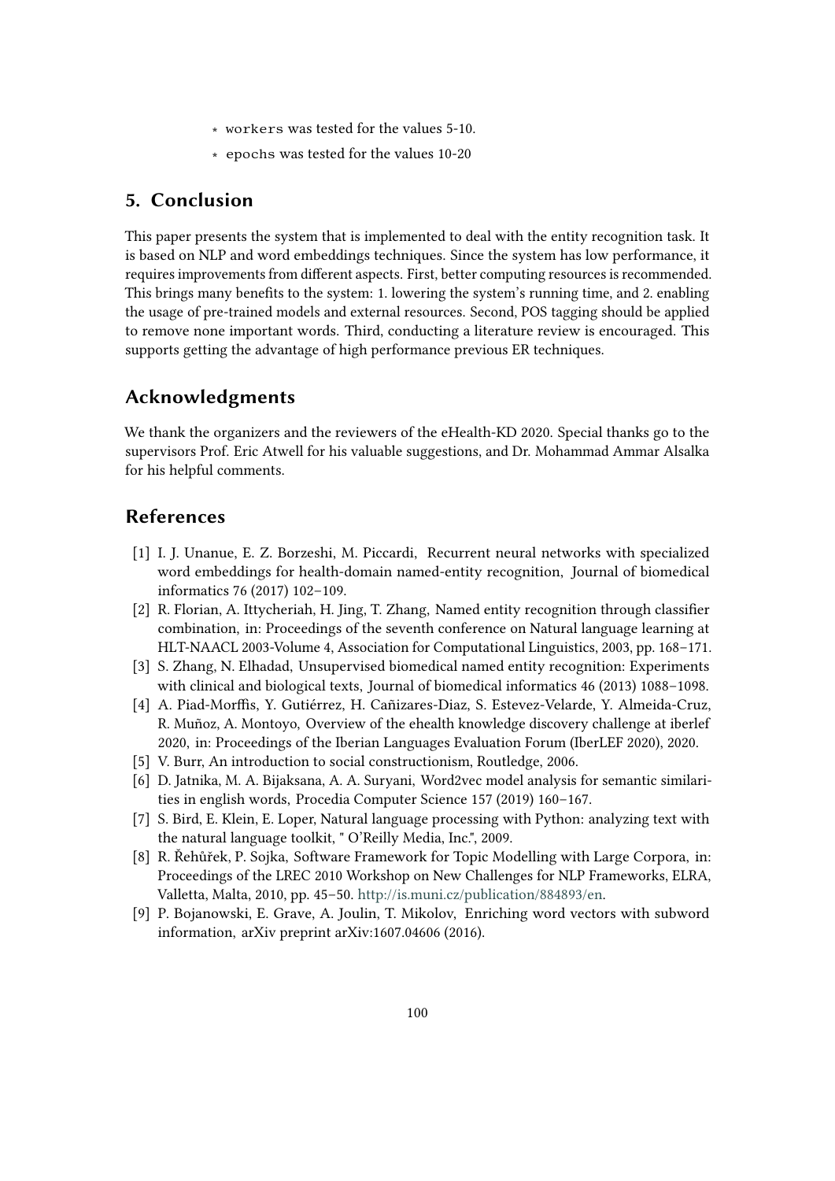* `workers` was tested for the values 5-10.
  * `epochs` was tested for the values 10-20

## 5. Conclusion

This paper presents the system that is implemented to deal with the entity recognition task. It is based on NLP and word embeddings techniques. Since the system has low performance, it requires improvements from different aspects. First, better computing resources is recommended. This brings many benefits to the system: 1. lowering the system's running time, and 2. enabling the usage of pre-trained models and external resources. Second, POS tagging should be applied to remove none important words. Third, conducting a literature review is encouraged. This supports getting the advantage of high performance previous ER techniques.

## Acknowledgments

We thank the organizers and the reviewers of the eHealth-KD 2020. Special thanks go to the supervisors Prof. Eric Atwell for his valuable suggestions, and Dr. Mohammad Ammar Alsalka for his helpful comments.

## References

[1] I. J. Unanue, E. Z. Borzeshi, M. Piccardi, Recurrent neural networks with specialized word embeddings for health-domain named-entity recognition, Journal of biomedical informatics 76 (2017) 102–109.

[2] R. Florian, A. Ittycheriah, H. Jing, T. Zhang, Named entity recognition through classifier combination, in: Proceedings of the seventh conference on Natural language learning at HLT-NAACL 2003-Volume 4, Association for Computational Linguistics, 2003, pp. 168–171.

[3] S. Zhang, N. Elhadad, Unsupervised biomedical named entity recognition: Experiments with clinical and biological texts, Journal of biomedical informatics 46 (2013) 1088–1098.

[4] A. Piad-Morffis, Y. Gutiérrez, H. Cañizares-Diaz, S. Estevez-Velarde, Y. Almeida-Cruz, R. Muñoz, A. Montoyo, Overview of the ehealth knowledge discovery challenge at iberlef 2020, in: Proceedings of the Iberian Languages Evaluation Forum (IberLEF 2020), 2020.

[5] V. Burr, An introduction to social constructionism, Routledge, 2006.

[6] D. Jatnika, M. A. Bijaksana, A. A. Suryani, Word2vec model analysis for semantic similarities in english words, Procedia Computer Science 157 (2019) 160–167.

[7] S. Bird, E. Klein, E. Loper, Natural language processing with Python: analyzing text with the natural language toolkit, " O'Reilly Media, Inc.", 2009.

[8] R. Řehůřek, P. Sojka, Software Framework for Topic Modelling with Large Corpora, in: Proceedings of the LREC 2010 Workshop on New Challenges for NLP Frameworks, ELRA, Valletta, Malta, 2010, pp. 45–50. http://is.muni.cz/publication/884893/en.

[9] P. Bojanowski, E. Grave, A. Joulin, T. Mikolov, Enriching word vectors with subword information, arXiv preprint arXiv:1607.04606 (2016).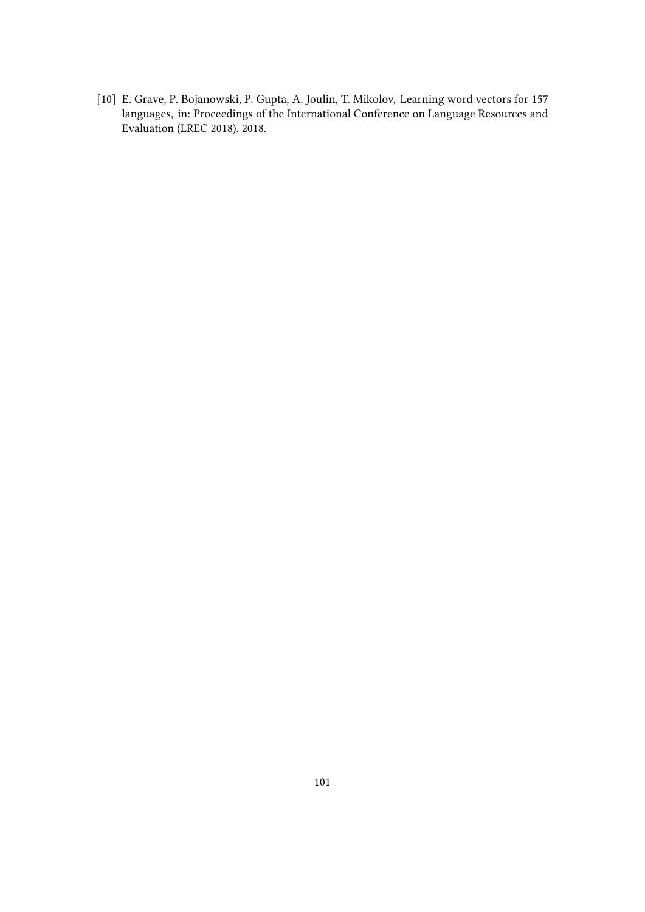[10] E. Grave, P. Bojanowski, P. Gupta, A. Joulin, T. Mikolov, Learning word vectors for 157 languages, in: Proceedings of the International Conference on Language Resources and Evaluation (LREC 2018), 2018.